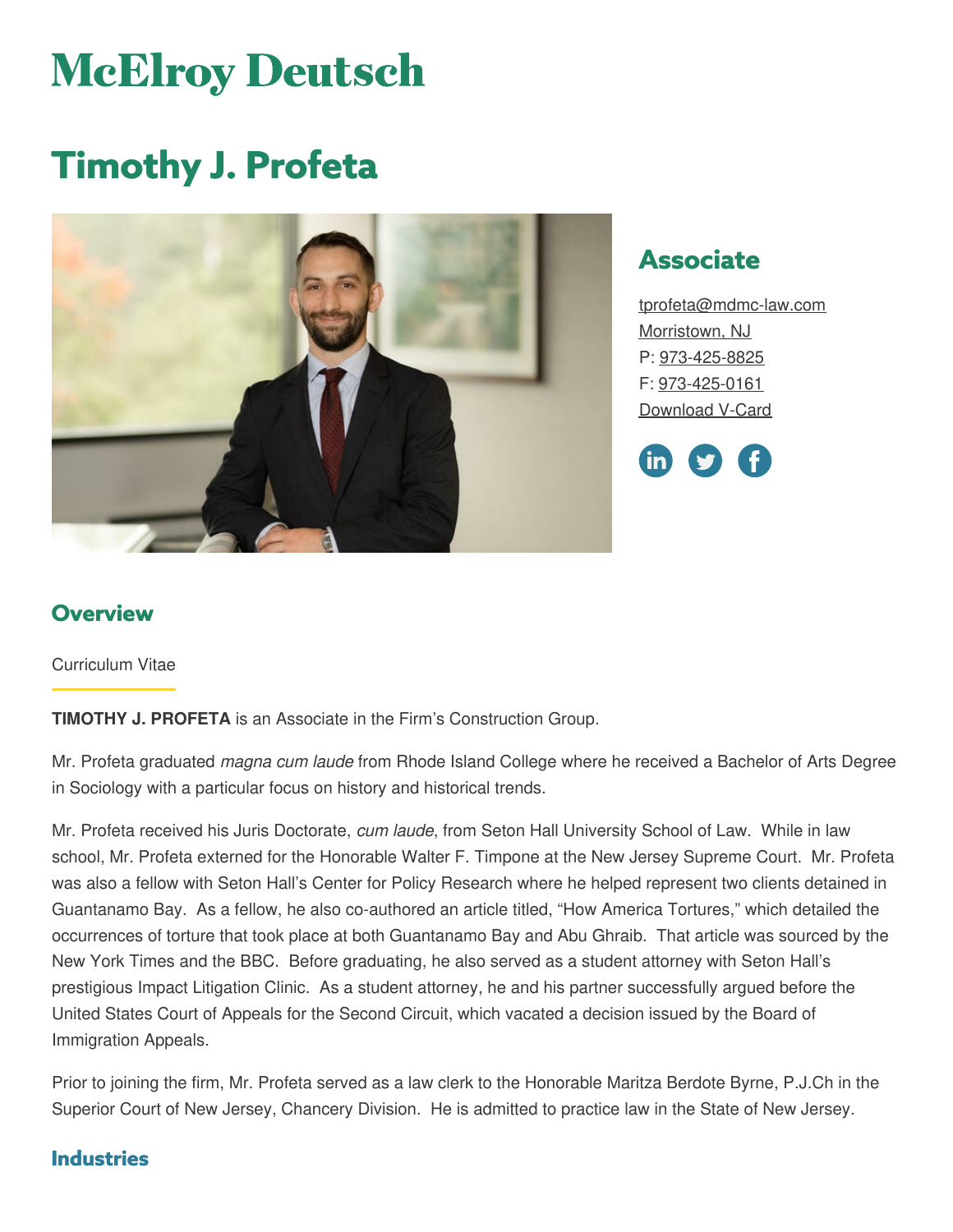# McElroy Deutsch

# Timothy J. Profeta

## Associate

tprofeta@mdmc-law.com
Morristown, NJ
P: 973-425-8825
F: 973-425-0161
Download V-Card

## Overview

Curriculum Vitae

**TIMOTHY J. PROFETA** is an Associate in the Firm's Construction Group.

Mr. Profeta graduated *magna cum laude* from Rhode Island College where he received a Bachelor of Arts Degree in Sociology with a particular focus on history and historical trends.

Mr. Profeta received his Juris Doctorate, *cum laude*, from Seton Hall University School of Law. While in law school, Mr. Profeta externed for the Honorable Walter F. Timpone at the New Jersey Supreme Court. Mr. Profeta was also a fellow with Seton Hall's Center for Policy Research where he helped represent two clients detained in Guantanamo Bay. As a fellow, he also co-authored an article titled, "How America Tortures," which detailed the occurrences of torture that took place at both Guantanamo Bay and Abu Ghraib. That article was sourced by the New York Times and the BBC. Before graduating, he also served as a student attorney with Seton Hall's prestigious Impact Litigation Clinic. As a student attorney, he and his partner successfully argued before the United States Court of Appeals for the Second Circuit, which vacated a decision issued by the Board of Immigration Appeals.

Prior to joining the firm, Mr. Profeta served as a law clerk to the Honorable Maritza Berdote Byrne, P.J.Ch in the Superior Court of New Jersey, Chancery Division. He is admitted to practice law in the State of New Jersey.

## Industries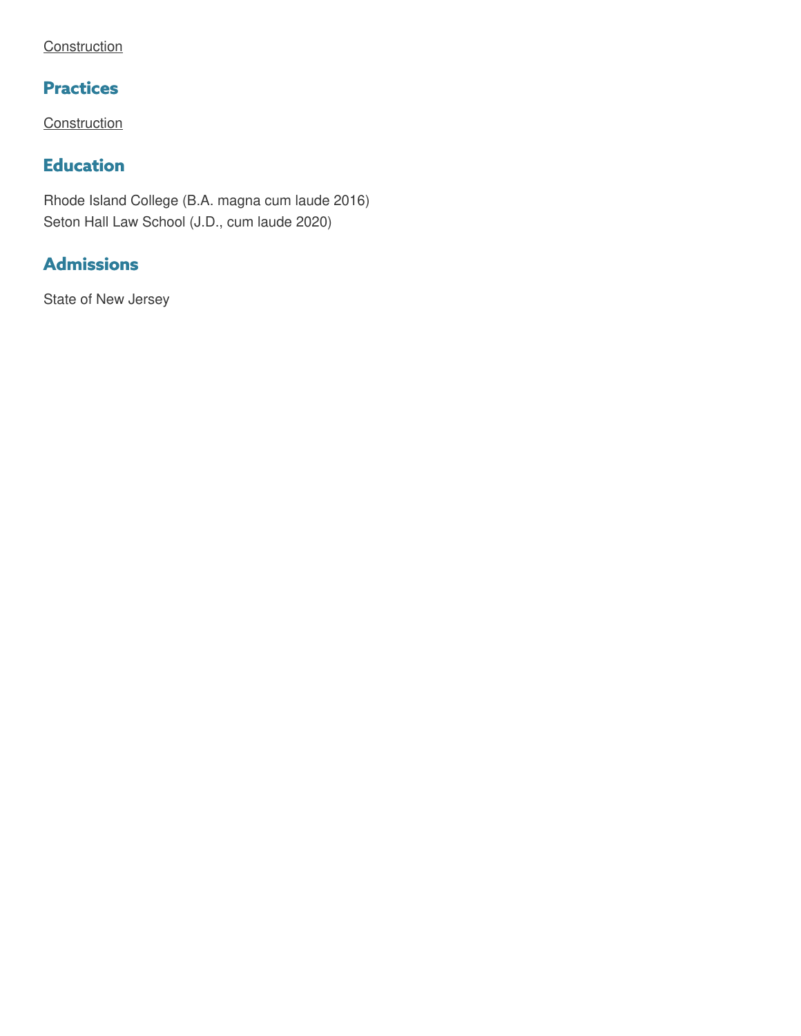Construction

## Practices

Construction

## Education

Rhode Island College (B.A. magna cum laude 2016)
Seton Hall Law School (J.D., cum laude 2020)

## Admissions

State of New Jersey